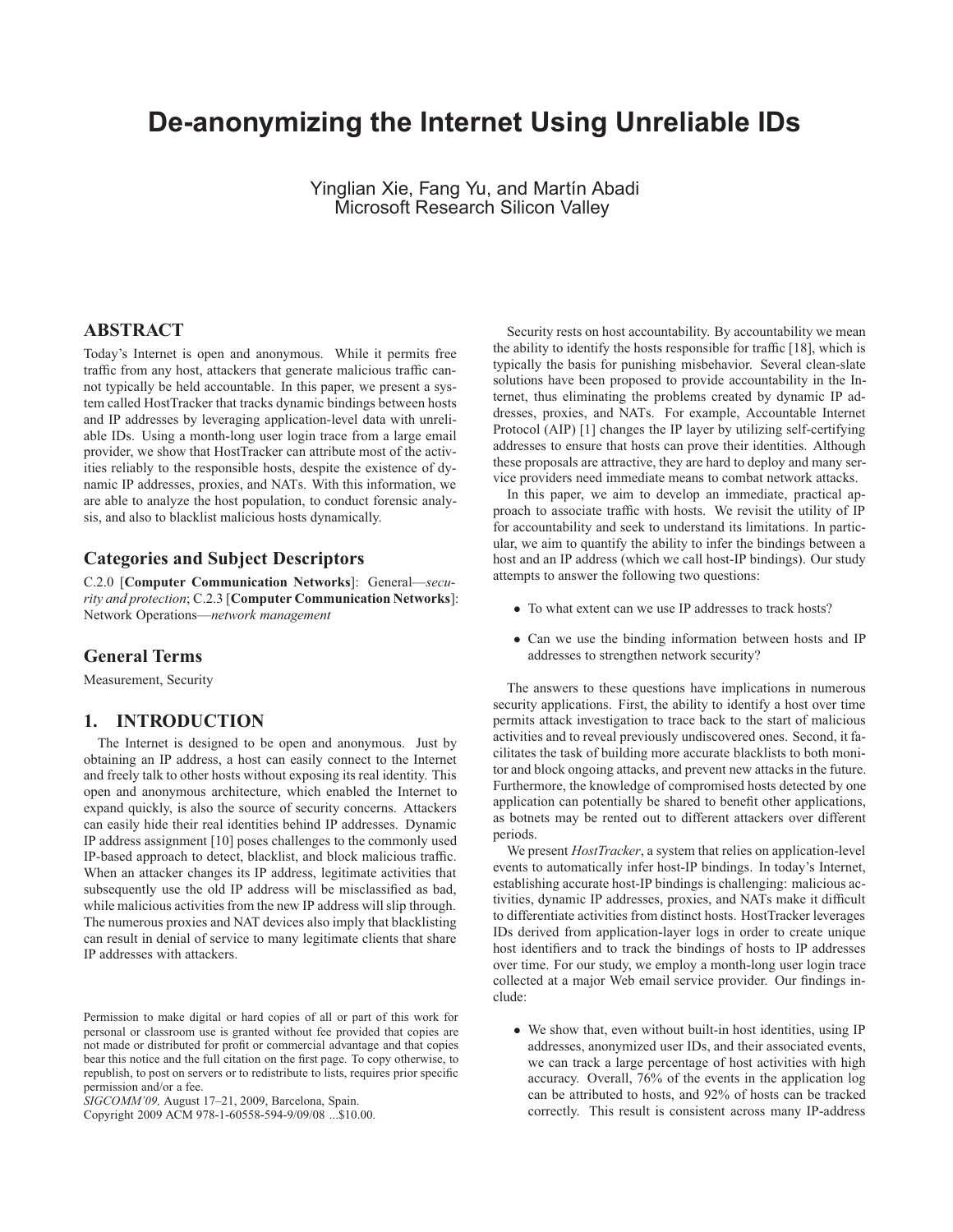# De-anonymizing the Internet Using Unreliable IDs

Yinglian Xie, Fang Yu, and Martín Abadi
Microsoft Research Silicon Valley

## ABSTRACT

Today's Internet is open and anonymous. While it permits free traffic from any host, attackers that generate malicious traffic cannot typically be held accountable. In this paper, we present a system called HostTracker that tracks dynamic bindings between hosts and IP addresses by leveraging application-level data with unreliable IDs. Using a month-long user login trace from a large email provider, we show that HostTracker can attribute most of the activities reliably to the responsible hosts, despite the existence of dynamic IP addresses, proxies, and NATs. With this information, we are able to analyze the host population, to conduct forensic analysis, and also to blacklist malicious hosts dynamically.

### Categories and Subject Descriptors

C.2.0 [**Computer Communication Networks**]: General—*security and protection*; C.2.3 [**Computer Communication Networks**]: Network Operations—*network management*

### General Terms

Measurement, Security

## 1. INTRODUCTION

The Internet is designed to be open and anonymous. Just by obtaining an IP address, a host can easily connect to the Internet and freely talk to other hosts without exposing its real identity. This open and anonymous architecture, which enabled the Internet to expand quickly, is also the source of security concerns. Attackers can easily hide their real identities behind IP addresses. Dynamic IP address assignment [10] poses challenges to the commonly used IP-based approach to detect, blacklist, and block malicious traffic. When an attacker changes its IP address, legitimate activities that subsequently use the old IP address will be misclassified as bad, while malicious activities from the new IP address will slip through. The numerous proxies and NAT devices also imply that blacklisting can result in denial of service to many legitimate clients that share IP addresses with attackers.

Permission to make digital or hard copies of all or part of this work for personal or classroom use is granted without fee provided that copies are not made or distributed for profit or commercial advantage and that copies bear this notice and the full citation on the first page. To copy otherwise, to republish, to post on servers or to redistribute to lists, requires prior specific permission and/or a fee.
*SIGCOMM'09,* August 17–21, 2009, Barcelona, Spain.
Copyright 2009 ACM 978-1-60558-594-9/09/08 ...$10.00.

Security rests on host accountability. By accountability we mean the ability to identify the hosts responsible for traffic [18], which is typically the basis for punishing misbehavior. Several clean-slate solutions have been proposed to provide accountability in the Internet, thus eliminating the problems created by dynamic IP addresses, proxies, and NATs. For example, Accountable Internet Protocol (AIP) [1] changes the IP layer by utilizing self-certifying addresses to ensure that hosts can prove their identities. Although these proposals are attractive, they are hard to deploy and many service providers need immediate means to combat network attacks.

In this paper, we aim to develop an immediate, practical approach to associate traffic with hosts. We revisit the utility of IP for accountability and seek to understand its limitations. In particular, we aim to quantify the ability to infer the bindings between a host and an IP address (which we call host-IP bindings). Our study attempts to answer the following two questions:

- To what extent can we use IP addresses to track hosts?
- Can we use the binding information between hosts and IP addresses to strengthen network security?

The answers to these questions have implications in numerous security applications. First, the ability to identify a host over time permits attack investigation to trace back to the start of malicious activities and to reveal previously undiscovered ones. Second, it facilitates the task of building more accurate blacklists to both monitor and block ongoing attacks, and prevent new attacks in the future. Furthermore, the knowledge of compromised hosts detected by one application can potentially be shared to benefit other applications, as botnets may be rented out to different attackers over different periods.

We present *HostTracker*, a system that relies on application-level events to automatically infer host-IP bindings. In today's Internet, establishing accurate host-IP bindings is challenging: malicious activities, dynamic IP addresses, proxies, and NATs make it difficult to differentiate activities from distinct hosts. HostTracker leverages IDs derived from application-layer logs in order to create unique host identifiers and to track the bindings of hosts to IP addresses over time. For our study, we employ a month-long user login trace collected at a major Web email service provider. Our findings include:

- We show that, even without built-in host identities, using IP addresses, anonymized user IDs, and their associated events, we can track a large percentage of host activities with high accuracy. Overall, 76% of the events in the application log can be attributed to hosts, and 92% of hosts can be tracked correctly. This result is consistent across many IP-address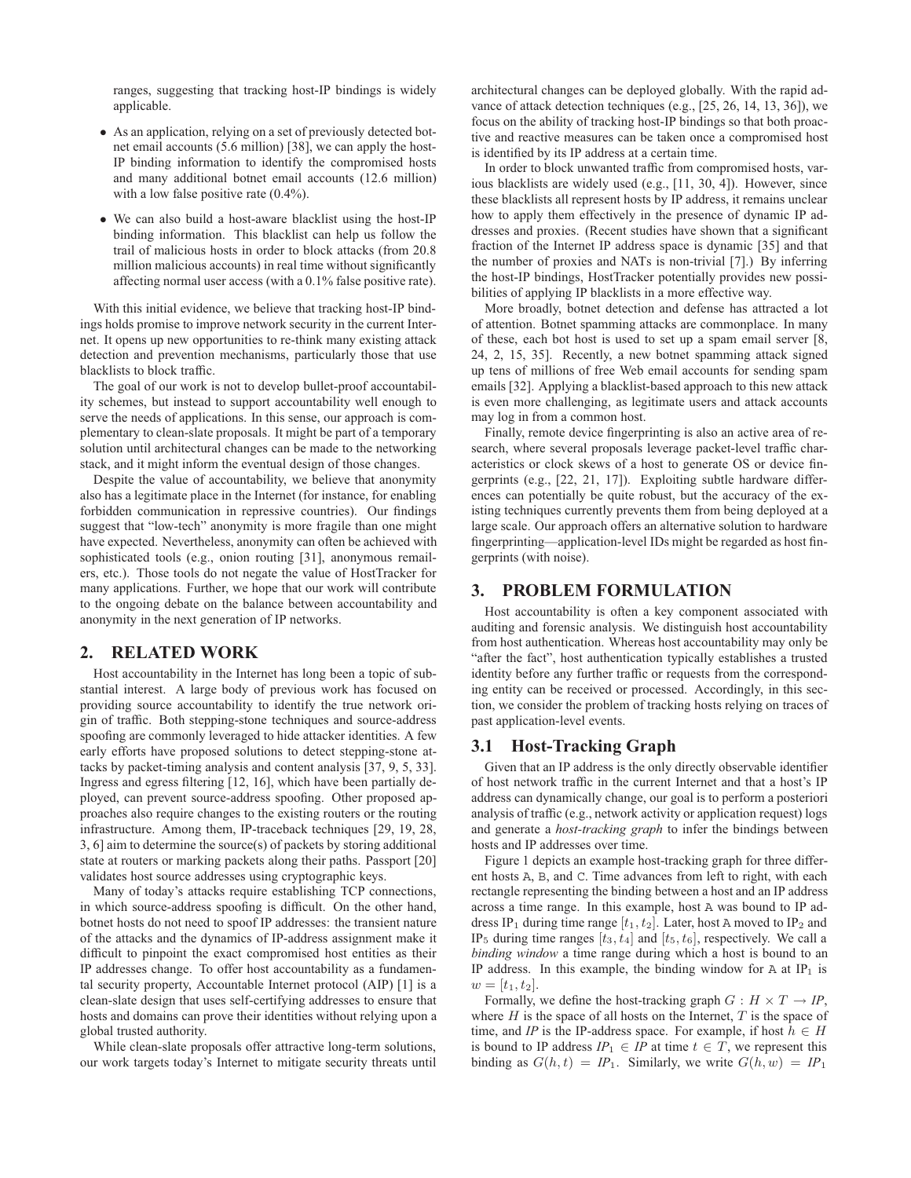ranges, suggesting that tracking host-IP bindings is widely applicable.

- As an application, relying on a set of previously detected botnet email accounts (5.6 million) [38], we can apply the host-IP binding information to identify the compromised hosts and many additional botnet email accounts (12.6 million) with a low false positive rate (0.4%).
- We can also build a host-aware blacklist using the host-IP binding information. This blacklist can help us follow the trail of malicious hosts in order to block attacks (from 20.8 million malicious accounts) in real time without significantly affecting normal user access (with a 0.1% false positive rate).

With this initial evidence, we believe that tracking host-IP bindings holds promise to improve network security in the current Internet. It opens up new opportunities to re-think many existing attack detection and prevention mechanisms, particularly those that use blacklists to block traffic.

The goal of our work is not to develop bullet-proof accountability schemes, but instead to support accountability well enough to serve the needs of applications. In this sense, our approach is complementary to clean-slate proposals. It might be part of a temporary solution until architectural changes can be made to the networking stack, and it might inform the eventual design of those changes.

Despite the value of accountability, we believe that anonymity also has a legitimate place in the Internet (for instance, for enabling forbidden communication in repressive countries). Our findings suggest that "low-tech" anonymity is more fragile than one might have expected. Nevertheless, anonymity can often be achieved with sophisticated tools (e.g., onion routing [31], anonymous remailers, etc.). Those tools do not negate the value of HostTracker for many applications. Further, we hope that our work will contribute to the ongoing debate on the balance between accountability and anonymity in the next generation of IP networks.

## 2. RELATED WORK

Host accountability in the Internet has long been a topic of substantial interest. A large body of previous work has focused on providing source accountability to identify the true network origin of traffic. Both stepping-stone techniques and source-address spoofing are commonly leveraged to hide attacker identities. A few early efforts have proposed solutions to detect stepping-stone attacks by packet-timing analysis and content analysis [37, 9, 5, 33]. Ingress and egress filtering [12, 16], which have been partially deployed, can prevent source-address spoofing. Other proposed approaches also require changes to the existing routers or the routing infrastructure. Among them, IP-traceback techniques [29, 19, 28, 3, 6] aim to determine the source(s) of packets by storing additional state at routers or marking packets along their paths. Passport [20] validates host source addresses using cryptographic keys.

Many of today's attacks require establishing TCP connections, in which source-address spoofing is difficult. On the other hand, botnet hosts do not need to spoof IP addresses: the transient nature of the attacks and the dynamics of IP-address assignment make it difficult to pinpoint the exact compromised host entities as their IP addresses change. To offer host accountability as a fundamental security property, Accountable Internet protocol (AIP) [1] is a clean-slate design that uses self-certifying addresses to ensure that hosts and domains can prove their identities without relying upon a global trusted authority.

While clean-slate proposals offer attractive long-term solutions, our work targets today's Internet to mitigate security threats until architectural changes can be deployed globally. With the rapid advance of attack detection techniques (e.g., [25, 26, 14, 13, 36]), we focus on the ability of tracking host-IP bindings so that both proactive and reactive measures can be taken once a compromised host is identified by its IP address at a certain time.

In order to block unwanted traffic from compromised hosts, various blacklists are widely used (e.g., [11, 30, 4]). However, since these blacklists all represent hosts by IP address, it remains unclear how to apply them effectively in the presence of dynamic IP addresses and proxies. (Recent studies have shown that a significant fraction of the Internet IP address space is dynamic [35] and that the number of proxies and NATs is non-trivial [7].) By inferring the host-IP bindings, HostTracker potentially provides new possibilities of applying IP blacklists in a more effective way.

More broadly, botnet detection and defense has attracted a lot of attention. Botnet spamming attacks are commonplace. In many of these, each bot host is used to set up a spam email server [8, 24, 2, 15, 35]. Recently, a new botnet spamming attack signed up tens of millions of free Web email accounts for sending spam emails [32]. Applying a blacklist-based approach to this new attack is even more challenging, as legitimate users and attack accounts may log in from a common host.

Finally, remote device fingerprinting is also an active area of research, where several proposals leverage packet-level traffic characteristics or clock skews of a host to generate OS or device fingerprints (e.g., [22, 21, 17]). Exploiting subtle hardware differences can potentially be quite robust, but the accuracy of the existing techniques currently prevents them from being deployed at a large scale. Our approach offers an alternative solution to hardware fingerprinting—application-level IDs might be regarded as host fingerprints (with noise).

## 3. PROBLEM FORMULATION

Host accountability is often a key component associated with auditing and forensic analysis. We distinguish host accountability from host authentication. Whereas host accountability may only be "after the fact", host authentication typically establishes a trusted identity before any further traffic or requests from the corresponding entity can be received or processed. Accordingly, in this section, we consider the problem of tracking hosts relying on traces of past application-level events.

### 3.1 Host-Tracking Graph

Given that an IP address is the only directly observable identifier of host network traffic in the current Internet and that a host's IP address can dynamically change, our goal is to perform a posteriori analysis of traffic (e.g., network activity or application request) logs and generate a *host-tracking graph* to infer the bindings between hosts and IP addresses over time.

Figure 1 depicts an example host-tracking graph for three different hosts A, B, and C. Time advances from left to right, with each rectangle representing the binding between a host and an IP address across a time range. In this example, host A was bound to IP address $IP_1$ during time range $[t_1, t_2]$. Later, host A moved to $IP_2$ and $IP_5$ during time ranges $[t_3, t_4]$ and $[t_5, t_6]$, respectively. We call a *binding window* a time range during which a host is bound to an IP address. In this example, the binding window for A at $IP_1$ is $w = [t_1, t_2]$.

Formally, we define the host-tracking graph $G : H \times T \rightarrow IP$, where $H$ is the space of all hosts on the Internet, $T$ is the space of time, and $IP$ is the IP-address space. For example, if host $h \in H$ is bound to IP address $IP_1 \in IP$ at time $t \in T$, we represent this binding as $G(h, t) = IP_1$. Similarly, we write $G(h, w) = IP_1$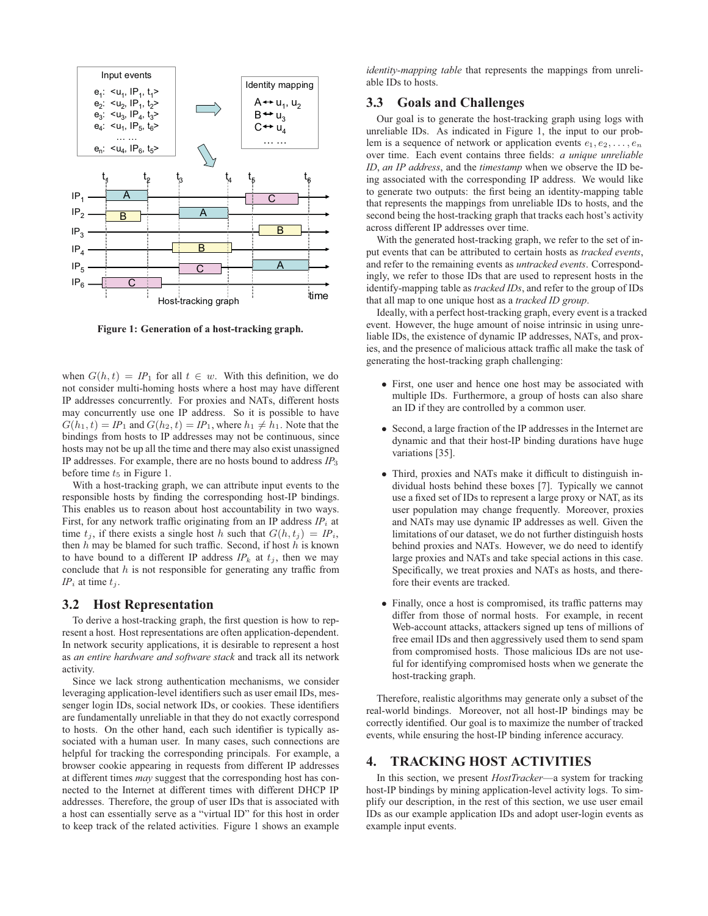Input events

$e_1$: $<u_1, IP_1, t_1>$
$e_2$: $<u_2, IP_1, t_2>$
$e_3$: $<u_3, IP_4, t_3>$
$e_4$: $<u_1, IP_5, t_6>$
… …
$e_n$: $<u_4, IP_6, t_5>$

Identity mapping

A ↔ $u_1$, $u_2$
B ↔ $u_3$
C ↔ $u_4$
… …

$t_1$ $t_2$ $t_3$ $t_4$ $t_5$ $t_6$

$IP_1$ A C
$IP_2$ B A
$IP_3$ B
$IP_4$ B
$IP_5$ C A
$IP_6$ C

Host-tracking graph

time

**Figure 1: Generation of a host-tracking graph.**

when $G(h, t) = IP_1$ for all $t \in w$. With this definition, we do not consider multi-homing hosts where a host may have different IP addresses concurrently. For proxies and NATs, different hosts may concurrently use one IP address. So it is possible to have $G(h_1, t) = IP_1$ and $G(h_2, t) = IP_1$, where $h_1 \neq h_1$. Note that the bindings from hosts to IP addresses may not be continuous, since hosts may not be up all the time and there may also exist unassigned IP addresses. For example, there are no hosts bound to address $IP_3$ before time $t_5$ in Figure 1.

With a host-tracking graph, we can attribute input events to the responsible hosts by finding the corresponding host-IP bindings. This enables us to reason about host accountability in two ways. First, for any network traffic originating from an IP address $IP_i$ at time $t_j$, if there exists a single host $h$ such that $G(h, t_j) = IP_i$, then $h$ may be blamed for such traffic. Second, if host $h$ is known to have bound to a different IP address $IP_k$ at $t_j$, then we may conclude that $h$ is not responsible for generating any traffic from $IP_i$ at time $t_j$.

## 3.2 Host Representation

To derive a host-tracking graph, the first question is how to represent a host. Host representations are often application-dependent. In network security applications, it is desirable to represent a host as *an entire hardware and software stack* and track all its network activity.

Since we lack strong authentication mechanisms, we consider leveraging application-level identifiers such as user email IDs, messenger login IDs, social network IDs, or cookies. These identifiers are fundamentally unreliable in that they do not exactly correspond to hosts. On the other hand, each such identifier is typically associated with a human user. In many cases, such connections are helpful for tracking the corresponding principals. For example, a browser cookie appearing in requests from different IP addresses at different times *may* suggest that the corresponding host has connected to the Internet at different times with different DHCP IP addresses. Therefore, the group of user IDs that is associated with a host can essentially serve as a "virtual ID" for this host in order to keep track of the related activities. Figure 1 shows an example *identity-mapping table* that represents the mappings from unreliable IDs to hosts.

## 3.3 Goals and Challenges

Our goal is to generate the host-tracking graph using logs with unreliable IDs. As indicated in Figure 1, the input to our problem is a sequence of network or application events $e_1, e_2, \ldots, e_n$ over time. Each event contains three fields: *a unique unreliable ID*, *an IP address*, and the *timestamp* when we observe the ID being associated with the corresponding IP address. We would like to generate two outputs: the first being an identity-mapping table that represents the mappings from unreliable IDs to hosts, and the second being the host-tracking graph that tracks each host's activity across different IP addresses over time.

With the generated host-tracking graph, we refer to the set of input events that can be attributed to certain hosts as *tracked events*, and refer to the remaining events as *untracked events*. Correspondingly, we refer to those IDs that are used to represent hosts in the identify-mapping table as *tracked IDs*, and refer to the group of IDs that all map to one unique host as a *tracked ID group*.

Ideally, with a perfect host-tracking graph, every event is a tracked event. However, the huge amount of noise intrinsic in using unreliable IDs, the existence of dynamic IP addresses, NATs, and proxies, and the presence of malicious attack traffic all make the task of generating the host-tracking graph challenging:

- First, one user and hence one host may be associated with multiple IDs. Furthermore, a group of hosts can also share an ID if they are controlled by a common user.
- Second, a large fraction of the IP addresses in the Internet are dynamic and that their host-IP binding durations have huge variations [35].
- Third, proxies and NATs make it difficult to distinguish individual hosts behind these boxes [7]. Typically we cannot use a fixed set of IDs to represent a large proxy or NAT, as its user population may change frequently. Moreover, proxies and NATs may use dynamic IP addresses as well. Given the limitations of our dataset, we do not further distinguish hosts behind proxies and NATs. However, we do need to identify large proxies and NATs and take special actions in this case. Specifically, we treat proxies and NATs as hosts, and therefore their events are tracked.
- Finally, once a host is compromised, its traffic patterns may differ from those of normal hosts. For example, in recent Web-account attacks, attackers signed up tens of millions of free email IDs and then aggressively used them to send spam from compromised hosts. Those malicious IDs are not useful for identifying compromised hosts when we generate the host-tracking graph.

Therefore, realistic algorithms may generate only a subset of the real-world bindings. Moreover, not all host-IP bindings may be correctly identified. Our goal is to maximize the number of tracked events, while ensuring the host-IP binding inference accuracy.

# 4. TRACKING HOST ACTIVITIES

In this section, we present *HostTracker*—a system for tracking host-IP bindings by mining application-level activity logs. To simplify our description, in the rest of this section, we use user email IDs as our example application IDs and adopt user-login events as example input events.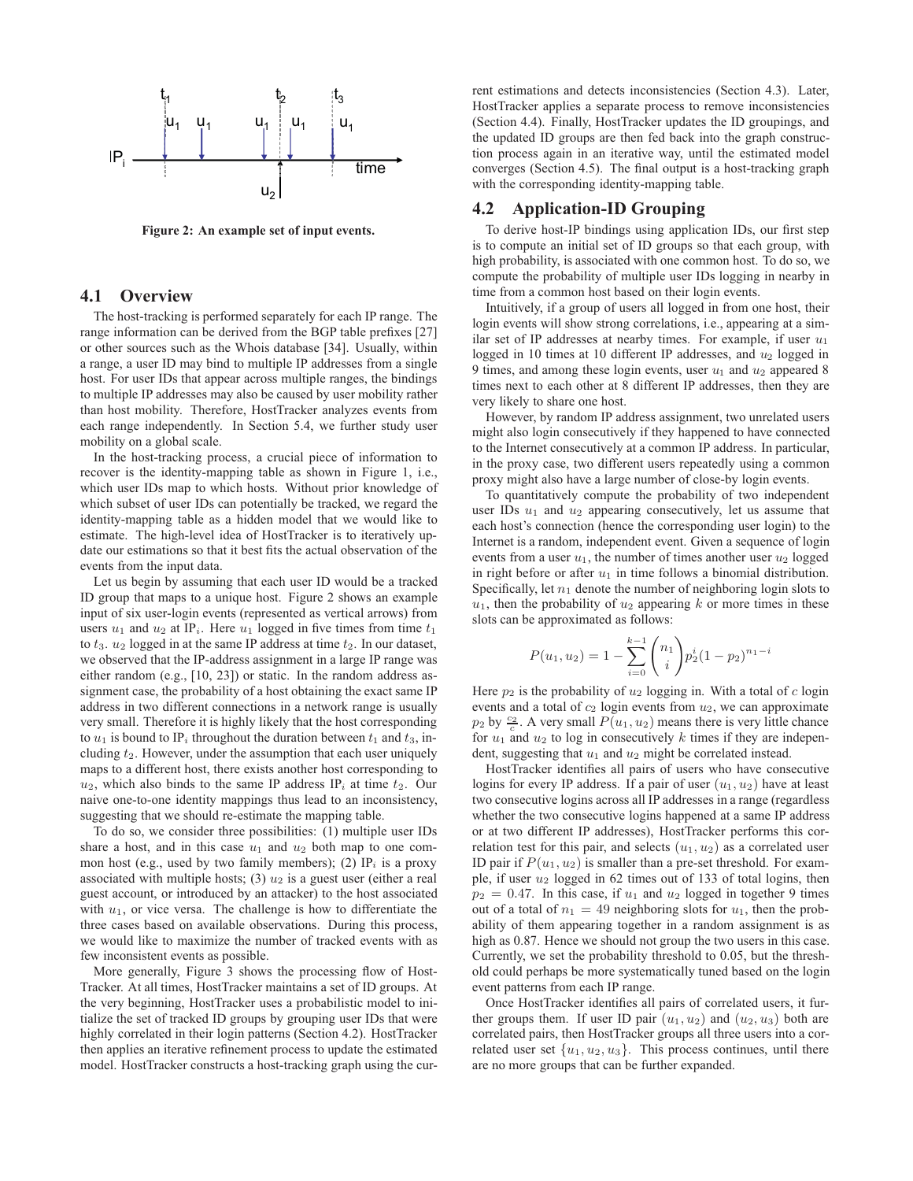Figure 2: An example set of input events.

### 4.1 Overview

The host-tracking is performed separately for each IP range. The range information can be derived from the BGP table prefixes [27] or other sources such as the Whois database [34]. Usually, within a range, a user ID may bind to multiple IP addresses from a single host. For user IDs that appear across multiple ranges, the bindings to multiple IP addresses may also be caused by user mobility rather than host mobility. Therefore, HostTracker analyzes events from each range independently. In Section 5.4, we further study user mobility on a global scale.

In the host-tracking process, a crucial piece of information to recover is the identity-mapping table as shown in Figure 1, i.e., which user IDs map to which hosts. Without prior knowledge of which subset of user IDs can potentially be tracked, we regard the identity-mapping table as a hidden model that we would like to estimate. The high-level idea of HostTracker is to iteratively update our estimations so that it best fits the actual observation of the events from the input data.

Let us begin by assuming that each user ID would be a tracked ID group that maps to a unique host. Figure 2 shows an example input of six user-login events (represented as vertical arrows) from users $u_1$ and $u_2$ at $\text{IP}_i$. Here $u_1$ logged in five times from time $t_1$ to $t_3$. $u_2$ logged in at the same IP address at time $t_2$. In our dataset, we observed that the IP-address assignment in a large IP range was either random (e.g., [10, 23]) or static. In the random address assignment case, the probability of a host obtaining the exact same IP address in two different connections in a network range is usually very small. Therefore it is highly likely that the host corresponding to $u_1$ is bound to $\text{IP}_i$ throughout the duration between $t_1$ and $t_3$, including $t_2$. However, under the assumption that each user uniquely maps to a different host, there exists another host corresponding to $u_2$, which also binds to the same IP address $\text{IP}_i$ at time $t_2$. Our naive one-to-one identity mappings thus lead to an inconsistency, suggesting that we should re-estimate the mapping table.

To do so, we consider three possibilities: (1) multiple user IDs share a host, and in this case $u_1$ and $u_2$ both map to one common host (e.g., used by two family members); (2) $\text{IP}_i$ is a proxy associated with multiple hosts; (3) $u_2$ is a guest user (either a real guest account, or introduced by an attacker) to the host associated with $u_1$, or vice versa. The challenge is how to differentiate the three cases based on available observations. During this process, we would like to maximize the number of tracked events with as few inconsistent events as possible.

More generally, Figure 3 shows the processing flow of HostTracker. At all times, HostTracker maintains a set of ID groups. At the very beginning, HostTracker uses a probabilistic model to initialize the set of tracked ID groups by grouping user IDs that were highly correlated in their login patterns (Section 4.2). HostTracker then applies an iterative refinement process to update the estimated model. HostTracker constructs a host-tracking graph using the current estimations and detects inconsistencies (Section 4.3). Later, HostTracker applies a separate process to remove inconsistencies (Section 4.4). Finally, HostTracker updates the ID groupings, and the updated ID groups are then fed back into the graph construction process again in an iterative way, until the estimated model converges (Section 4.5). The final output is a host-tracking graph with the corresponding identity-mapping table.

### 4.2 Application-ID Grouping

To derive host-IP bindings using application IDs, our first step is to compute an initial set of ID groups so that each group, with high probability, is associated with one common host. To do so, we compute the probability of multiple user IDs logging in nearby in time from a common host based on their login events.

Intuitively, if a group of users all logged in from one host, their login events will show strong correlations, i.e., appearing at a similar set of IP addresses at nearby times. For example, if user $u_1$ logged in 10 times at 10 different IP addresses, and $u_2$ logged in 9 times, and among these login events, user $u_1$ and $u_2$ appeared 8 times next to each other at 8 different IP addresses, then they are very likely to share one host.

However, by random IP address assignment, two unrelated users might also login consecutively if they happened to have connected to the Internet consecutively at a common IP address. In particular, in the proxy case, two different users repeatedly using a common proxy might also have a large number of close-by login events.

To quantitatively compute the probability of two independent user IDs $u_1$ and $u_2$ appearing consecutively, let us assume that each host's connection (hence the corresponding user login) to the Internet is a random, independent event. Given a sequence of login events from a user $u_1$, the number of times another user $u_2$ logged in right before or after $u_1$ in time follows a binomial distribution. Specifically, let $n_1$ denote the number of neighboring login slots to $u_1$, then the probability of $u_2$ appearing $k$ or more times in these slots can be approximated as follows:

$$P(u_1, u_2) = 1 - \sum_{i=0}^{k-1} \binom{n_1}{i} p_2^i (1 - p_2)^{n_1 - i}$$

Here $p_2$ is the probability of $u_2$ logging in. With a total of $c$ login events and a total of $c_2$ login events from $u_2$, we can approximate $p_2$ by $\frac{c_2}{c}$. A very small $P(u_1, u_2)$ means there is very little chance for $u_1$ and $u_2$ to log in consecutively $k$ times if they are independent, suggesting that $u_1$ and $u_2$ might be correlated instead.

HostTracker identifies all pairs of users who have consecutive logins for every IP address. If a pair of user $(u_1, u_2)$ have at least two consecutive logins across all IP addresses in a range (regardless whether the two consecutive logins happened at a same IP address or at two different IP addresses), HostTracker performs this correlation test for this pair, and selects $(u_1, u_2)$ as a correlated user ID pair if $P(u_1, u_2)$ is smaller than a pre-set threshold. For example, if user $u_2$ logged in 62 times out of 133 of total logins, then $p_2 = 0.47$. In this case, if $u_1$ and $u_2$ logged in together 9 times out of a total of $n_1 = 49$ neighboring slots for $u_1$, then the probability of them appearing together in a random assignment is as high as 0.87. Hence we should not group the two users in this case. Currently, we set the probability threshold to 0.05, but the threshold could perhaps be more systematically tuned based on the login event patterns from each IP range.

Once HostTracker identifies all pairs of correlated users, it further groups them. If user ID pair $(u_1, u_2)$ and $(u_2, u_3)$ both are correlated pairs, then HostTracker groups all three users into a correlated user set $\{u_1, u_2, u_3\}$. This process continues, until there are no more groups that can be further expanded.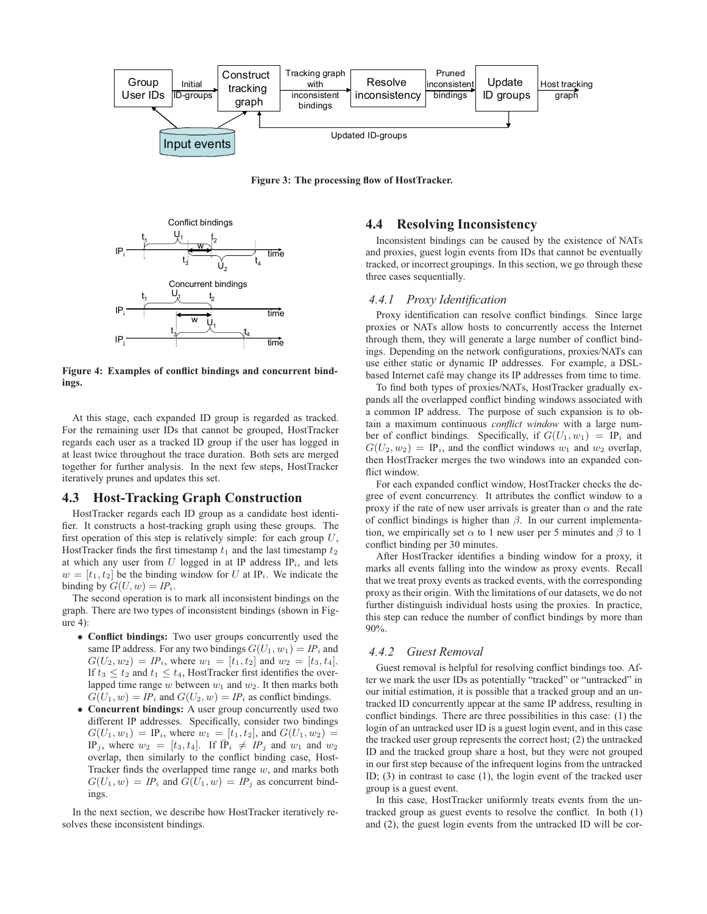Figure 3: The processing flow of HostTracker.

Figure 4: Examples of conflict bindings and concurrent bindings.

At this stage, each expanded ID group is regarded as tracked. For the remaining user IDs that cannot be grouped, HostTracker regards each user as a tracked ID group if the user has logged in at least twice throughout the trace duration. Both sets are merged together for further analysis. In the next few steps, HostTracker iteratively prunes and updates this set.

## 4.3 Host-Tracking Graph Construction

HostTracker regards each ID group as a candidate host identifier. It constructs a host-tracking graph using these groups. The first operation of this step is relatively simple: for each group $U$, HostTracker finds the first timestamp $t_1$ and the last timestamp $t_2$ at which any user from $U$ logged in at IP address $\text{IP}_i$, and lets $w = [t_1, t_2]$ be the binding window for $U$ at $\text{IP}_i$. We indicate the binding by $G(U, w) = IP_i$.

The second operation is to mark all inconsistent bindings on the graph. There are two types of inconsistent bindings (shown in Figure 4):

- **Conflict bindings:** Two user groups concurrently used the same IP address. For any two bindings $G(U_1, w_1) = IP_i$ and $G(U_2, w_2) = IP_i$, where $w_1 = [t_1, t_2]$ and $w_2 = [t_3, t_4]$. If $t_3 \leq t_2$ and $t_1 \leq t_4$, HostTracker first identifies the overlapped time range $w$ between $w_1$ and $w_2$. It then marks both $G(U_1, w) = IP_i$ and $G(U_2, w) = IP_i$ as conflict bindings.
- **Concurrent bindings:** A user group concurrently used two different IP addresses. Specifically, consider two bindings $G(U_1, w_1) = \text{IP}_i$, where $w_1 = [t_1, t_2]$, and $G(U_1, w_2) = \text{IP}_j$, where $w_2 = [t_3, t_4]$. If $\text{IP}_i \neq IP_j$ and $w_1$ and $w_2$ overlap, then similarly to the conflict binding case, HostTracker finds the overlapped time range $w$, and marks both $G(U_1, w) = IP_i$ and $G(U_1, w) = IP_j$ as concurrent bindings.

In the next section, we describe how HostTracker iteratively resolves these inconsistent bindings.

## 4.4 Resolving Inconsistency

Inconsistent bindings can be caused by the existence of NATs and proxies, guest login events from IDs that cannot be eventually tracked, or incorrect groupings. In this section, we go through these three cases sequentially.

### 4.4.1 Proxy Identification

Proxy identification can resolve conflict bindings. Since large proxies or NATs allow hosts to concurrently access the Internet through them, they will generate a large number of conflict bindings. Depending on the network configurations, proxies/NATs can use either static or dynamic IP addresses. For example, a DSL-based Internet café may change its IP addresses from time to time.

To find both types of proxies/NATs, HostTracker gradually expands all the overlapped conflict binding windows associated with a common IP address. The purpose of such expansion is to obtain a maximum continuous *conflict window* with a large number of conflict bindings. Specifically, if $G(U_1, w_1) = \text{IP}_i$ and $G(U_2, w_2) = \text{IP}_i$, and the conflict windows $w_1$ and $w_2$ overlap, then HostTracker merges the two windows into an expanded conflict window.

For each expanded conflict window, HostTracker checks the degree of event concurrency. It attributes the conflict window to a proxy if the rate of new user arrivals is greater than $\alpha$ and the rate of conflict bindings is higher than $\beta$. In our current implementation, we empirically set $\alpha$ to 1 new user per 5 minutes and $\beta$ to 1 conflict binding per 30 minutes.

After HostTracker identifies a binding window for a proxy, it marks all events falling into the window as proxy events. Recall that we treat proxy events as tracked events, with the corresponding proxy as their origin. With the limitations of our datasets, we do not further distinguish individual hosts using the proxies. In practice, this step can reduce the number of conflict bindings by more than 90%.

### 4.4.2 Guest Removal

Guest removal is helpful for resolving conflict bindings too. After we mark the user IDs as potentially "tracked" or "untracked" in our initial estimation, it is possible that a tracked group and an untracked ID concurrently appear at the same IP address, resulting in conflict bindings. There are three possibilities in this case: (1) the login of an untracked user ID is a guest login event, and in this case the tracked user group represents the correct host; (2) the untracked ID and the tracked group share a host, but they were not grouped in our first step because of the infrequent logins from the untracked ID; (3) in contrast to case (1), the login event of the tracked user group is a guest event.

In this case, HostTracker uniformly treats events from the untracked group as guest events to resolve the conflict. In both (1) and (2), the guest login events from the untracked ID will be cor-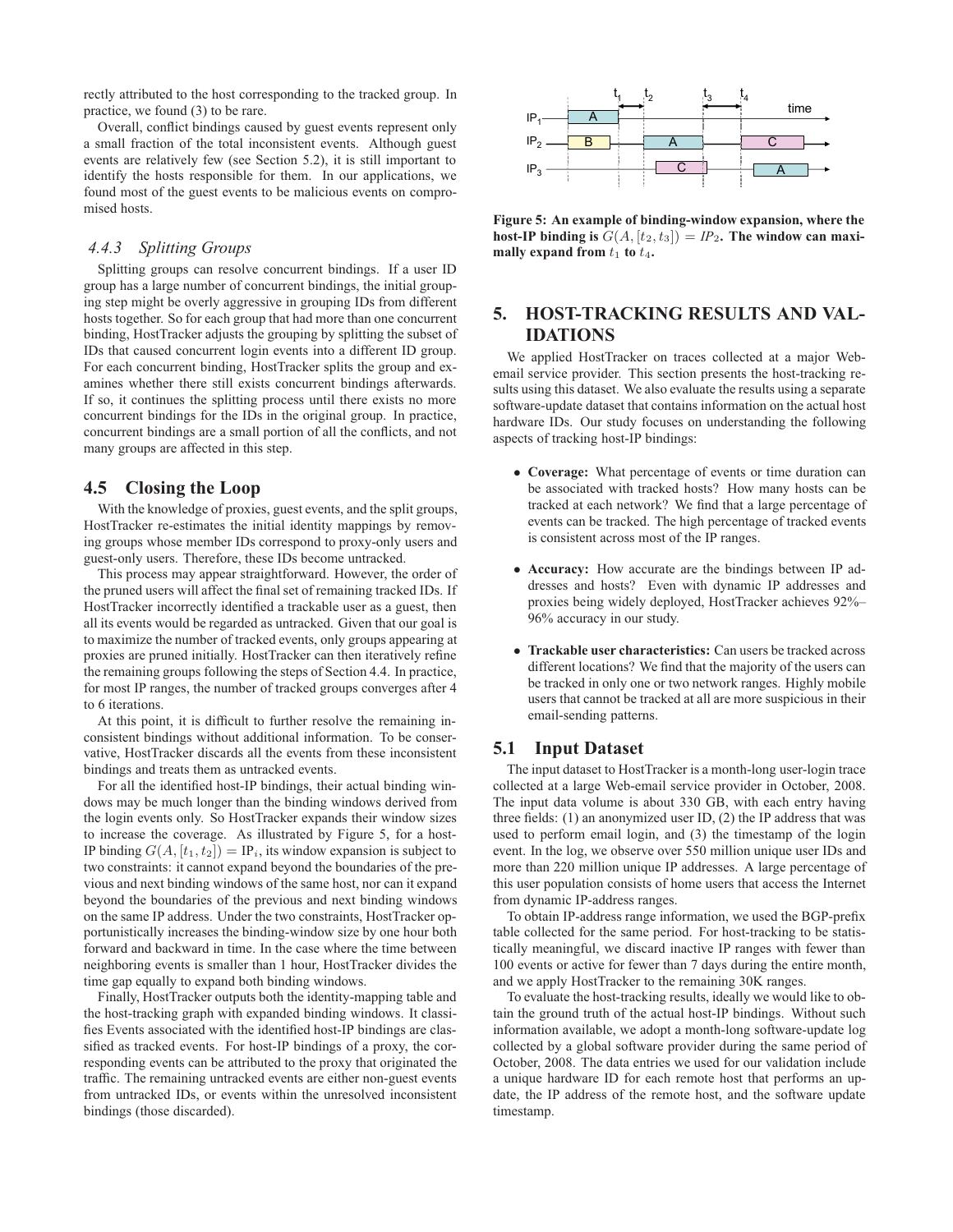rectly attributed to the host corresponding to the tracked group. In practice, we found (3) to be rare.

Overall, conflict bindings caused by guest events represent only a small fraction of the total inconsistent events. Although guest events are relatively few (see Section 5.2), it is still important to identify the hosts responsible for them. In our applications, we found most of the guest events to be malicious events on compromised hosts.

### 4.4.3 Splitting Groups

Splitting groups can resolve concurrent bindings. If a user ID group has a large number of concurrent bindings, the initial grouping step might be overly aggressive in grouping IDs from different hosts together. So for each group that had more than one concurrent binding, HostTracker adjusts the grouping by splitting the subset of IDs that caused concurrent login events into a different ID group. For each concurrent binding, HostTracker splits the group and examines whether there still exists concurrent bindings afterwards. If so, it continues the splitting process until there exists no more concurrent bindings for the IDs in the original group. In practice, concurrent bindings are a small portion of all the conflicts, and not many groups are affected in this step.

## 4.5 Closing the Loop

With the knowledge of proxies, guest events, and the split groups, HostTracker re-estimates the initial identity mappings by removing groups whose member IDs correspond to proxy-only users and guest-only users. Therefore, these IDs become untracked.

This process may appear straightforward. However, the order of the pruned users will affect the final set of remaining tracked IDs. If HostTracker incorrectly identified a trackable user as a guest, then all its events would be regarded as untracked. Given that our goal is to maximize the number of tracked events, only groups appearing at proxies are pruned initially. HostTracker can then iteratively refine the remaining groups following the steps of Section 4.4. In practice, for most IP ranges, the number of tracked groups converges after 4 to 6 iterations.

At this point, it is difficult to further resolve the remaining inconsistent bindings without additional information. To be conservative, HostTracker discards all the events from these inconsistent bindings and treats them as untracked events.

For all the identified host-IP bindings, their actual binding windows may be much longer than the binding windows derived from the login events only. So HostTracker expands their window sizes to increase the coverage. As illustrated by Figure 5, for a host-IP binding $G(A, [t_1, t_2]) = \text{IP}_i$, its window expansion is subject to two constraints: it cannot expand beyond the boundaries of the previous and next binding windows of the same host, nor can it expand beyond the boundaries of the previous and next binding windows on the same IP address. Under the two constraints, HostTracker opportunistically increases the binding-window size by one hour both forward and backward in time. In the case where the time between neighboring events is smaller than 1 hour, HostTracker divides the time gap equally to expand both binding windows.

Finally, HostTracker outputs both the identity-mapping table and the host-tracking graph with expanded binding windows. It classifies Events associated with the identified host-IP bindings are classified as tracked events. For host-IP bindings of a proxy, the corresponding events can be attributed to the proxy that originated the traffic. The remaining untracked events are either non-guest events from untracked IDs, or events within the unresolved inconsistent bindings (those discarded).

$t_1$ $t_2$ $t_3$ $t_4$
time
$IP_1$ A
$IP_2$ B A C
$IP_3$ C A

**Figure 5: An example of binding-window expansion, where the host-IP binding is $G(A, [t_2, t_3]) = IP_2$. The window can maximally expand from $t_1$ to $t_4$.**

# 5. HOST-TRACKING RESULTS AND VALIDATIONS

We applied HostTracker on traces collected at a major Web-email service provider. This section presents the host-tracking results using this dataset. We also evaluate the results using a separate software-update dataset that contains information on the actual host hardware IDs. Our study focuses on understanding the following aspects of tracking host-IP bindings:

- **Coverage:** What percentage of events or time duration can be associated with tracked hosts? How many hosts can be tracked at each network? We find that a large percentage of events can be tracked. The high percentage of tracked events is consistent across most of the IP ranges.
- **Accuracy:** How accurate are the bindings between IP addresses and hosts? Even with dynamic IP addresses and proxies being widely deployed, HostTracker achieves 92%–96% accuracy in our study.
- **Trackable user characteristics:** Can users be tracked across different locations? We find that the majority of the users can be tracked in only one or two network ranges. Highly mobile users that cannot be tracked at all are more suspicious in their email-sending patterns.

## 5.1 Input Dataset

The input dataset to HostTracker is a month-long user-login trace collected at a large Web-email service provider in October, 2008. The input data volume is about 330 GB, with each entry having three fields: (1) an anonymized user ID, (2) the IP address that was used to perform email login, and (3) the timestamp of the login event. In the log, we observe over 550 million unique user IDs and more than 220 million unique IP addresses. A large percentage of this user population consists of home users that access the Internet from dynamic IP-address ranges.

To obtain IP-address range information, we used the BGP-prefix table collected for the same period. For host-tracking to be statistically meaningful, we discard inactive IP ranges with fewer than 100 events or active for fewer than 7 days during the entire month, and we apply HostTracker to the remaining 30K ranges.

To evaluate the host-tracking results, ideally we would like to obtain the ground truth of the actual host-IP bindings. Without such information available, we adopt a month-long software-update log collected by a global software provider during the same period of October, 2008. The data entries we used for our validation include a unique hardware ID for each remote host that performs an update, the IP address of the remote host, and the software update timestamp.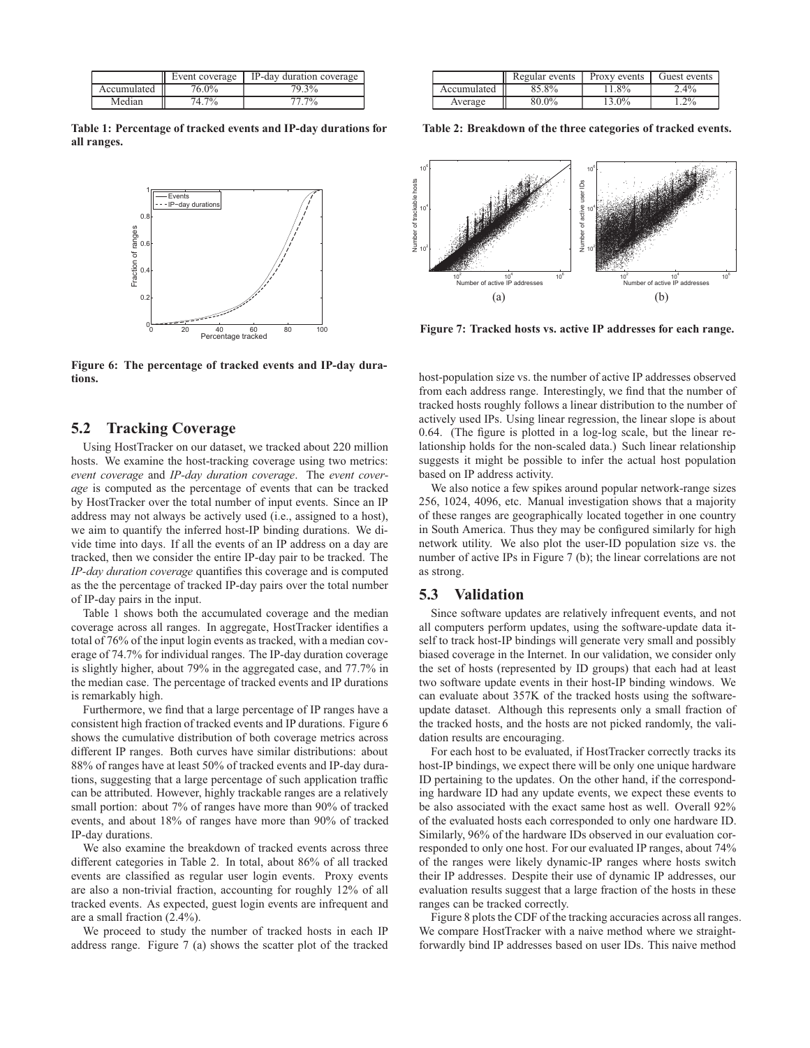| | Event coverage | IP-day duration coverage |
|---|---|---|
| Accumulated | 76.0% | 79.3% |
| Median | 74.7% | 77.7% |

**Table 1: Percentage of tracked events and IP-day durations for all ranges.**

Events
IP−day durations
Fraction of ranges
Percentage tracked
0
0.2
0.4
0.6
0.8
1
0
20
40
60
80
100

**Figure 6: The percentage of tracked events and IP-day durations.**

## 5.2 Tracking Coverage

Using HostTracker on our dataset, we tracked about 220 million hosts. We examine the host-tracking coverage using two metrics: *event coverage* and *IP-day duration coverage*. The *event coverage* is computed as the percentage of events that can be tracked by HostTracker over the total number of input events. Since an IP address may not always be actively used (i.e., assigned to a host), we aim to quantify the inferred host-IP binding durations. We divide time into days. If all the events of an IP address on a day are tracked, then we consider the entire IP-day pair to be tracked. The *IP-day duration coverage* quantifies this coverage and is computed as the the percentage of tracked IP-day pairs over the total number of IP-day pairs in the input.

Table 1 shows both the accumulated coverage and the median coverage across all ranges. In aggregate, HostTracker identifies a total of 76% of the input login events as tracked, with a median coverage of 74.7% for individual ranges. The IP-day duration coverage is slightly higher, about 79% in the aggregated case, and 77.7% in the median case. The percentage of tracked events and IP durations is remarkably high.

Furthermore, we find that a large percentage of IP ranges have a consistent high fraction of tracked events and IP durations. Figure 6 shows the cumulative distribution of both coverage metrics across different IP ranges. Both curves have similar distributions: about 88% of ranges have at least 50% of tracked events and IP-day durations, suggesting that a large percentage of such application traffic can be attributed. However, highly trackable ranges are a relatively small portion: about 7% of ranges have more than 90% of tracked events, and about 18% of ranges have more than 90% of tracked IP-day durations.

We also examine the breakdown of tracked events across three different categories in Table 2. In total, about 86% of all tracked events are classified as regular user login events. Proxy events are also a non-trivial fraction, accounting for roughly 12% of all tracked events. As expected, guest login events are infrequent and are a small fraction (2.4%).

We proceed to study the number of tracked hosts in each IP address range. Figure 7 (a) shows the scatter plot of the tracked host-population size vs. the number of active IP addresses observed from each address range. Interestingly, we find that the number of tracked hosts roughly follows a linear distribution to the number of actively used IPs. Using linear regression, the linear slope is about 0.64. (The figure is plotted in a log-log scale, but the linear relationship holds for the non-scaled data.) Such linear relationship suggests it might be possible to infer the actual host population based on IP address activity.

We also notice a few spikes around popular network-range sizes 256, 1024, 4096, etc. Manual investigation shows that a majority of these ranges are geographically located together in one country in South America. Thus they may be configured similarly for high network utility. We also plot the user-ID population size vs. the number of active IPs in Figure 7 (b); the linear correlations are not as strong.

| | Regular events | Proxy events | Guest events |
|---|---|---|---|
| Accumulated | 85.8% | 11.8% | 2.4% |
| Average | 80.0% | 13.0% | 1.2% |

**Table 2: Breakdown of the three categories of tracked events.**

Number of trackable hosts
Number of active IP addresses
$10^2$
$10^4$
$10^6$
(a)

Number of active user IDs
Number of active IP addresses
$10^2$
$10^4$
$10^6$
(b)

**Figure 7: Tracked hosts vs. active IP addresses for each range.**

## 5.3 Validation

Since software updates are relatively infrequent events, and not all computers perform updates, using the software-update data itself to track host-IP bindings will generate very small and possibly biased coverage in the Internet. In our validation, we consider only the set of hosts (represented by ID groups) that each had at least two software update events in their host-IP binding windows. We can evaluate about 357K of the tracked hosts using the software-update dataset. Although this represents only a small fraction of the tracked hosts, and the hosts are not picked randomly, the validation results are encouraging.

For each host to be evaluated, if HostTracker correctly tracks its host-IP bindings, we expect there will be only one unique hardware ID pertaining to the updates. On the other hand, if the corresponding hardware ID had any update events, we expect these events to be also associated with the exact same host as well. Overall 92% of the evaluated hosts each corresponded to only one hardware ID. Similarly, 96% of the hardware IDs observed in our evaluation corresponded to only one host. For our evaluated IP ranges, about 74% of the ranges were likely dynamic-IP ranges where hosts switch their IP addresses. Despite their use of dynamic IP addresses, our evaluation results suggest that a large fraction of the hosts in these ranges can be tracked correctly.

Figure 8 plots the CDF of the tracking accuracies across all ranges. We compare HostTracker with a naive method where we straightforwardly bind IP addresses based on user IDs. This naive method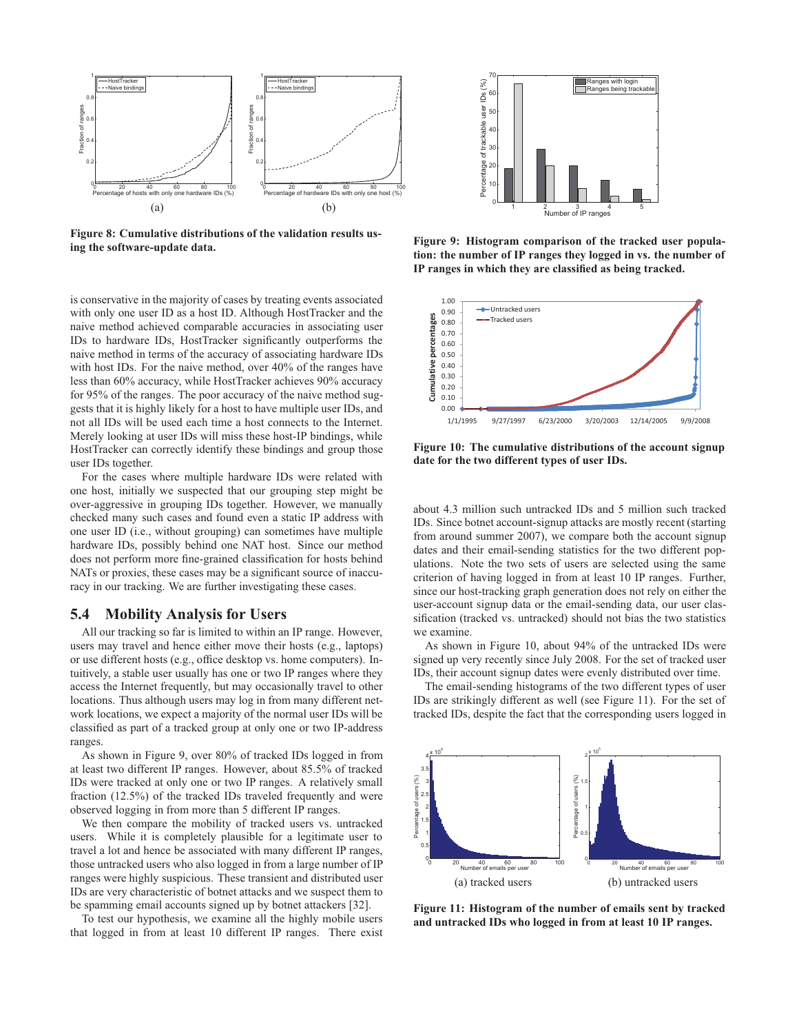1
HostTracker
Naive bindings
0.8
0.6
0.4
0.2
0
Fraction of ranges
0 20 40 60 80 100
Percentage of hosts with only one hardware IDs (%)

(a)

1
HostTracker
Naive bindings
0.8
0.6
0.4
0.2
0
Fraction of ranges
0 20 40 60 80 100
Percentage of hardware IDs with only one host (%)

(b)

**Figure 8: Cumulative distributions of the validation results using the software-update data.**

is conservative in the majority of cases by treating events associated with only one user ID as a host ID. Although HostTracker and the naive method achieved comparable accuracies in associating user IDs to hardware IDs, HostTracker significantly outperforms the naive method in terms of the accuracy of associating hardware IDs with host IDs. For the naive method, over 40% of the ranges have less than 60% accuracy, while HostTracker achieves 90% accuracy for 95% of the ranges. The poor accuracy of the naive method suggests that it is highly likely for a host to have multiple user IDs, and not all IDs will be used each time a host connects to the Internet. Merely looking at user IDs will miss these host-IP bindings, while HostTracker can correctly identify these bindings and group those user IDs together.

For the cases where multiple hardware IDs were related with one host, initially we suspected that our grouping step might be over-aggressive in grouping IDs together. However, we manually checked many such cases and found even a static IP address with one user ID (i.e., without grouping) can sometimes have multiple hardware IDs, possibly behind one NAT host. Since our method does not perform more fine-grained classification for hosts behind NATs or proxies, these cases may be a significant source of inaccuracy in our tracking. We are further investigating these cases.

## 5.4 Mobility Analysis for Users

All our tracking so far is limited to within an IP range. However, users may travel and hence either move their hosts (e.g., laptops) or use different hosts (e.g., office desktop vs. home computers). Intuitively, a stable user usually has one or two IP ranges where they access the Internet frequently, but may occasionally travel to other locations. Thus although users may log in from many different network locations, we expect a majority of the normal user IDs will be classified as part of a tracked group at only one or two IP-address ranges.

As shown in Figure 9, over 80% of tracked IDs logged in from at least two different IP ranges. However, about 85.5% of tracked IDs were tracked at only one or two IP ranges. A relatively small fraction (12.5%) of the tracked IDs traveled frequently and were observed logging in from more than 5 different IP ranges.

We then compare the mobility of tracked users vs. untracked users. While it is completely plausible for a legitimate user to travel a lot and hence be associated with many different IP ranges, those untracked users who also logged in from a large number of IP ranges were highly suspicious. These transient and distributed user IDs are very characteristic of botnet attacks and we suspect them to be spamming email accounts signed up by botnet attackers [32].

To test our hypothesis, we examine all the highly mobile users that logged in from at least 10 different IP ranges. There exist

70
Ranges with login
Ranges being trackable
60
50
40
30
20
10
0
Percentage of trackable user IDs (%)
1 2 3 4 5
Number of IP ranges

**Figure 9: Histogram comparison of the tracked user population: the number of IP ranges they logged in vs. the number of IP ranges in which they are classified as being tracked.**

1.00
0.90
0.80
0.70
0.60
0.50
0.40
0.30
0.20
0.10
0.00
Cumulative percentages
Untracked users
Tracked users
1/1/1995 9/27/1997 6/23/2000 3/20/2003 12/14/2005 9/9/2008

**Figure 10: The cumulative distributions of the account signup date for the two different types of user IDs.**

about 4.3 million such untracked IDs and 5 million such tracked IDs. Since botnet account-signup attacks are mostly recent (starting from around summer 2007), we compare both the account signup dates and their email-sending statistics for the two different populations. Note the two sets of users are selected using the same criterion of having logged in from at least 10 IP ranges. Further, since our host-tracking graph generation does not rely on either the user-account signup data or the email-sending data, our user classification (tracked vs. untracked) should not bias the two statistics we examine.

As shown in Figure 10, about 94% of the untracked IDs were signed up very recently since July 2008. For the set of tracked user IDs, their account signup dates were evenly distributed over time.

The email-sending histograms of the two different types of user IDs are strikingly different as well (see Figure 11). For the set of tracked IDs, despite the fact that the corresponding users logged in

x 10^5
4
3.5
3
2.5
2
1.5
1
0.5
0
Percentage of users (%)
0 20 40 60 80 100
Number of emails per user

(a) tracked users

x 10^5
2
1.5
1
0.5
0
Percentage of users (%)
0 20 40 60 80 100
Number of emails per user

(b) untracked users

**Figure 11: Histogram of the number of emails sent by tracked and untracked IDs who logged in from at least 10 IP ranges.**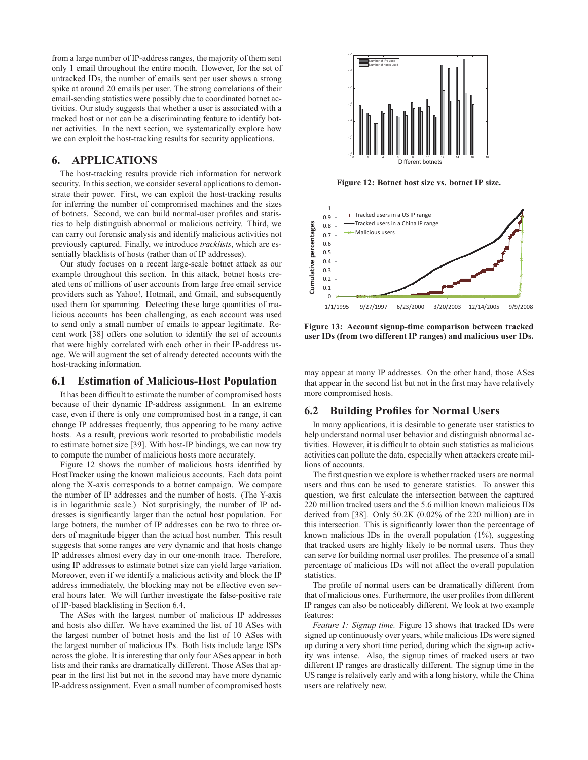from a large number of IP-address ranges, the majority of them sent only 1 email throughout the entire month. However, for the set of untracked IDs, the number of emails sent per user shows a strong spike at around 20 emails per user. The strong correlations of their email-sending statistics were possibly due to coordinated botnet activities. Our study suggests that whether a user is associated with a tracked host or not can be a discriminating feature to identify botnet activities. In the next section, we systematically explore how we can exploit the host-tracking results for security applications.

## 6. APPLICATIONS

The host-tracking results provide rich information for network security. In this section, we consider several applications to demonstrate their power. First, we can exploit the host-tracking results for inferring the number of compromised machines and the sizes of botnets. Second, we can build normal-user profiles and statistics to help distinguish abnormal or malicious activity. Third, we can carry out forensic analysis and identify malicious activities not previously captured. Finally, we introduce *tracklists*, which are essentially blacklists of hosts (rather than of IP addresses).

Our study focuses on a recent large-scale botnet attack as our example throughout this section. In this attack, botnet hosts created tens of millions of user accounts from large free email service providers such as Yahoo!, Hotmail, and Gmail, and subsequently used them for spamming. Detecting these large quantities of malicious accounts has been challenging, as each account was used to send only a small number of emails to appear legitimate. Recent work [38] offers one solution to identify the set of accounts that were highly correlated with each other in their IP-address usage. We will augment the set of already detected accounts with the host-tracking information.

### 6.1 Estimation of Malicious-Host Population

It has been difficult to estimate the number of compromised hosts because of their dynamic IP-address assignment. In an extreme case, even if there is only one compromised host in a range, it can change IP addresses frequently, thus appearing to be many active hosts. As a result, previous work resorted to probabilistic models to estimate botnet size [39]. With host-IP bindings, we can now try to compute the number of malicious hosts more accurately.

Figure 12 shows the number of malicious hosts identified by HostTracker using the known malicious accounts. Each data point along the X-axis corresponds to a botnet campaign. We compare the number of IP addresses and the number of hosts. (The Y-axis is in logarithmic scale.) Not surprisingly, the number of IP addresses is significantly larger than the actual host population. For large botnets, the number of IP addresses can be two to three orders of magnitude bigger than the actual host number. This result suggests that some ranges are very dynamic and that hosts change IP addresses almost every day in our one-month trace. Therefore, using IP addresses to estimate botnet size can yield large variation. Moreover, even if we identify a malicious activity and block the IP address immediately, the blocking may not be effective even several hours later. We will further investigate the false-positive rate of IP-based blacklisting in Section 6.4.

The ASes with the largest number of malicious IP addresses and hosts also differ. We have examined the list of 10 ASes with the largest number of botnet hosts and the list of 10 ASes with the largest number of malicious IPs. Both lists include large ISPs across the globe. It is interesting that only four ASes appear in both lists and their ranks are dramatically different. Those ASes that appear in the first list but not in the second may have more dynamic IP-address assignment. Even a small number of compromised hosts may appear at many IP addresses. On the other hand, those ASes that appear in the second list but not in the first may have relatively more compromised hosts.

Number of IPs used
Number of hosts used
Different botnets

**Figure 12: Botnet host size vs. botnet IP size.**

Cumulative percentages
Tracked users in a US IP range
Tracked users in a China IP range
Malicious users
1/1/1995 9/27/1997 6/23/2000 3/20/2003 12/14/2005 9/9/2008

**Figure 13: Account signup-time comparison between tracked user IDs (from two different IP ranges) and malicious user IDs.**

### 6.2 Building Profiles for Normal Users

In many applications, it is desirable to generate user statistics to help understand normal user behavior and distinguish abnormal activities. However, it is difficult to obtain such statistics as malicious activities can pollute the data, especially when attackers create millions of accounts.

The first question we explore is whether tracked users are normal users and thus can be used to generate statistics. To answer this question, we first calculate the intersection between the captured 220 million tracked users and the 5.6 million known malicious IDs derived from [38]. Only 50.2K (0.02% of the 220 million) are in this intersection. This is significantly lower than the percentage of known malicious IDs in the overall population (1%), suggesting that tracked users are highly likely to be normal users. Thus they can serve for building normal user profiles. The presence of a small percentage of malicious IDs will not affect the overall population statistics.

The profile of normal users can be dramatically different from that of malicious ones. Furthermore, the user profiles from different IP ranges can also be noticeably different. We look at two example features:

*Feature 1: Signup time.* Figure 13 shows that tracked IDs were signed up continuously over years, while malicious IDs were signed up during a very short time period, during which the sign-up activity was intense. Also, the signup times of tracked users at two different IP ranges are drastically different. The signup time in the US range is relatively early and with a long history, while the China users are relatively new.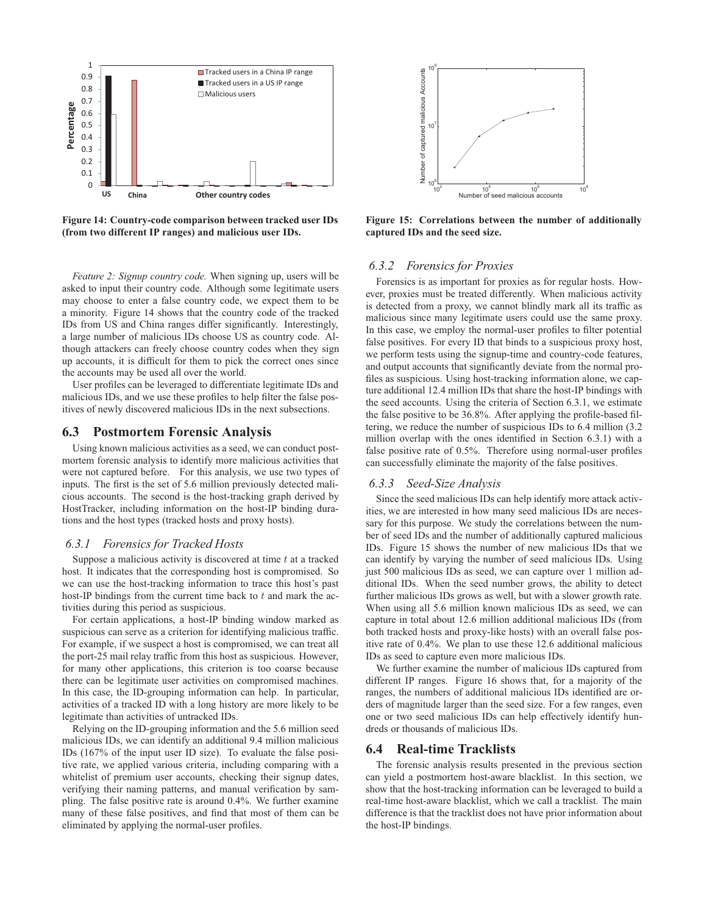1
0.9
0.8
0.7
0.6
0.5
0.4
0.3
0.2
0.1
0

Percentage

Tracked users in a China IP range
Tracked users in a US IP range
Malicious users

US
China
Other country codes

**Figure 14: Country-code comparison between tracked user IDs (from two different IP ranges) and malicious user IDs.**

$10^8$
$10^7$
$10^6$

Number of captured malicious Accounts

$10^2$
$10^4$
$10^6$
$10^8$

Number of seed malicious accounts

**Figure 15: Correlations between the number of additionally captured IDs and the seed size.**

*Feature 2: Signup country code.* When signing up, users will be asked to input their country code. Although some legitimate users may choose to enter a false country code, we expect them to be a minority. Figure 14 shows that the country code of the tracked IDs from US and China ranges differ significantly. Interestingly, a large number of malicious IDs choose US as country code. Although attackers can freely choose country codes when they sign up accounts, it is difficult for them to pick the correct ones since the accounts may be used all over the world.

User profiles can be leveraged to differentiate legitimate IDs and malicious IDs, and we use these profiles to help filter the false positives of newly discovered malicious IDs in the next subsections.

## 6.3 Postmortem Forensic Analysis

Using known malicious activities as a seed, we can conduct postmortem forensic analysis to identify more malicious activities that were not captured before. For this analysis, we use two types of inputs. The first is the set of 5.6 million previously detected malicious accounts. The second is the host-tracking graph derived by HostTracker, including information on the host-IP binding durations and the host types (tracked hosts and proxy hosts).

### *6.3.1 Forensics for Tracked Hosts*

Suppose a malicious activity is discovered at time $t$ at a tracked host. It indicates that the corresponding host is compromised. So we can use the host-tracking information to trace this host's past host-IP bindings from the current time back to $t$ and mark the activities during this period as suspicious.

For certain applications, a host-IP binding window marked as suspicious can serve as a criterion for identifying malicious traffic. For example, if we suspect a host is compromised, we can treat all the port-25 mail relay traffic from this host as suspicious. However, for many other applications, this criterion is too coarse because there can be legitimate user activities on compromised machines. In this case, the ID-grouping information can help. In particular, activities of a tracked ID with a long history are more likely to be legitimate than activities of untracked IDs.

Relying on the ID-grouping information and the 5.6 million seed malicious IDs, we can identify an additional 9.4 million malicious IDs (167% of the input user ID size). To evaluate the false positive rate, we applied various criteria, including comparing with a whitelist of premium user accounts, checking their signup dates, verifying their naming patterns, and manual verification by sampling. The false positive rate is around 0.4%. We further examine many of these false positives, and find that most of them can be eliminated by applying the normal-user profiles.

### *6.3.2 Forensics for Proxies*

Forensics is as important for proxies as for regular hosts. However, proxies must be treated differently. When malicious activity is detected from a proxy, we cannot blindly mark all its traffic as malicious since many legitimate users could use the same proxy. In this case, we employ the normal-user profiles to filter potential false positives. For every ID that binds to a suspicious proxy host, we perform tests using the signup-time and country-code features, and output accounts that significantly deviate from the normal profiles as suspicious. Using host-tracking information alone, we capture additional 12.4 million IDs that share the host-IP bindings with the seed accounts. Using the criteria of Section 6.3.1, we estimate the false positive to be 36.8%. After applying the profile-based filtering, we reduce the number of suspicious IDs to 6.4 million (3.2 million overlap with the ones identified in Section 6.3.1) with a false positive rate of 0.5%. Therefore using normal-user profiles can successfully eliminate the majority of the false positives.

### *6.3.3 Seed-Size Analysis*

Since the seed malicious IDs can help identify more attack activities, we are interested in how many seed malicious IDs are necessary for this purpose. We study the correlations between the number of seed IDs and the number of additionally captured malicious IDs. Figure 15 shows the number of new malicious IDs that we can identify by varying the number of seed malicious IDs. Using just 500 malicious IDs as seed, we can capture over 1 million additional IDs. When the seed number grows, the ability to detect further malicious IDs grows as well, but with a slower growth rate. When using all 5.6 million known malicious IDs as seed, we can capture in total about 12.6 million additional malicious IDs (from both tracked hosts and proxy-like hosts) with an overall false positive rate of 0.4%. We plan to use these 12.6 additional malicious IDs as seed to capture even more malicious IDs.

We further examine the number of malicious IDs captured from different IP ranges. Figure 16 shows that, for a majority of the ranges, the numbers of additional malicious IDs identified are orders of magnitude larger than the seed size. For a few ranges, even one or two seed malicious IDs can help effectively identify hundreds or thousands of malicious IDs.

## 6.4 Real-time Tracklists

The forensic analysis results presented in the previous section can yield a postmortem host-aware blacklist. In this section, we show that the host-tracking information can be leveraged to build a real-time host-aware blacklist, which we call a tracklist. The main difference is that the tracklist does not have prior information about the host-IP bindings.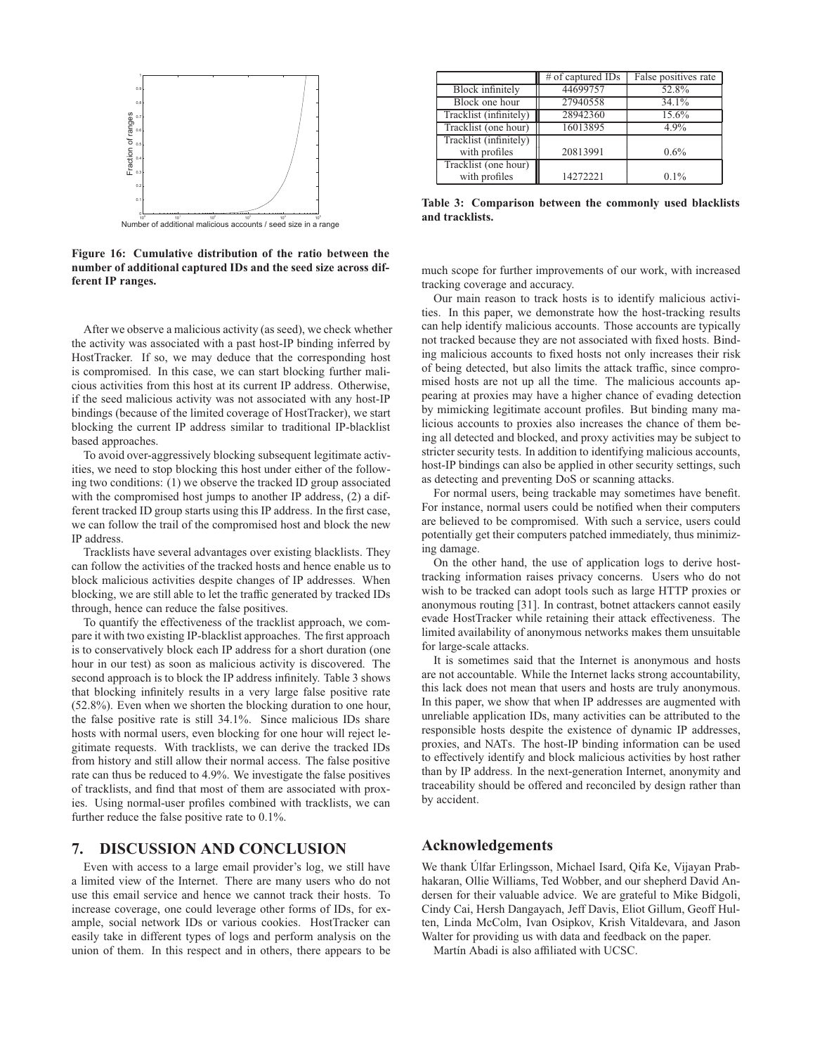Fraction of ranges

Number of additional malicious accounts / seed size in a range

**Figure 16: Cumulative distribution of the ratio between the number of additional captured IDs and the seed size across different IP ranges.**

After we observe a malicious activity (as seed), we check whether the activity was associated with a past host-IP binding inferred by HostTracker. If so, we may deduce that the corresponding host is compromised. In this case, we can start blocking further malicious activities from this host at its current IP address. Otherwise, if the seed malicious activity was not associated with any host-IP bindings (because of the limited coverage of HostTracker), we start blocking the current IP address similar to traditional IP-blacklist based approaches.

To avoid over-aggressively blocking subsequent legitimate activities, we need to stop blocking this host under either of the following two conditions: (1) we observe the tracked ID group associated with the compromised host jumps to another IP address, (2) a different tracked ID group starts using this IP address. In the first case, we can follow the trail of the compromised host and block the new IP address.

Tracklists have several advantages over existing blacklists. They can follow the activities of the tracked hosts and hence enable us to block malicious activities despite changes of IP addresses. When blocking, we are still able to let the traffic generated by tracked IDs through, hence can reduce the false positives.

To quantify the effectiveness of the tracklist approach, we compare it with two existing IP-blacklist approaches. The first approach is to conservatively block each IP address for a short duration (one hour in our test) as soon as malicious activity is discovered. The second approach is to block the IP address infinitely. Table 3 shows that blocking infinitely results in a very large false positive rate (52.8%). Even when we shorten the blocking duration to one hour, the false positive rate is still 34.1%. Since malicious IDs share hosts with normal users, even blocking for one hour will reject legitimate requests. With tracklists, we can derive the tracked IDs from history and still allow their normal access. The false positive rate can thus be reduced to 4.9%. We investigate the false positives of tracklists, and find that most of them are associated with proxies. Using normal-user profiles combined with tracklists, we can further reduce the false positive rate to 0.1%.

| | # of captured IDs | False positives rate |
|---|---|---|
| Block infinitely | 44699757 | 52.8% |
| Block one hour | 27940558 | 34.1% |
| Tracklist (infinitely) | 28942360 | 15.6% |
| Tracklist (one hour) | 16013895 | 4.9% |
| Tracklist (infinitely) with profiles | 20813991 | 0.6% |
| Tracklist (one hour) with profiles | 14272221 | 0.1% |

**Table 3: Comparison between the commonly used blacklists and tracklists.**

## 7. DISCUSSION AND CONCLUSION

Even with access to a large email provider's log, we still have a limited view of the Internet. There are many users who do not use this email service and hence we cannot track their hosts. To increase coverage, one could leverage other forms of IDs, for example, social network IDs or various cookies. HostTracker can easily take in different types of logs and perform analysis on the union of them. In this respect and in others, there appears to be much scope for further improvements of our work, with increased tracking coverage and accuracy.

Our main reason to track hosts is to identify malicious activities. In this paper, we demonstrate how the host-tracking results can help identify malicious accounts. Those accounts are typically not tracked because they are not associated with fixed hosts. Binding malicious accounts to fixed hosts not only increases their risk of being detected, but also limits the attack traffic, since compromised hosts are not up all the time. The malicious accounts appearing at proxies may have a higher chance of evading detection by mimicking legitimate account profiles. But binding many malicious accounts to proxies also increases the chance of them being all detected and blocked, and proxy activities may be subject to stricter security tests. In addition to identifying malicious accounts, host-IP bindings can also be applied in other security settings, such as detecting and preventing DoS or scanning attacks.

For normal users, being trackable may sometimes have benefit. For instance, normal users could be notified when their computers are believed to be compromised. With such a service, users could potentially get their computers patched immediately, thus minimizing damage.

On the other hand, the use of application logs to derive host-tracking information raises privacy concerns. Users who do not wish to be tracked can adopt tools such as large HTTP proxies or anonymous routing [31]. In contrast, botnet attackers cannot easily evade HostTracker while retaining their attack effectiveness. The limited availability of anonymous networks makes them unsuitable for large-scale attacks.

It is sometimes said that the Internet is anonymous and hosts are not accountable. While the Internet lacks strong accountability, this lack does not mean that users and hosts are truly anonymous. In this paper, we show that when IP addresses are augmented with unreliable application IDs, many activities can be attributed to the responsible hosts despite the existence of dynamic IP addresses, proxies, and NATs. The host-IP binding information can be used to effectively identify and block malicious activities by host rather than by IP address. In the next-generation Internet, anonymity and traceability should be offered and reconciled by design rather than by accident.

## Acknowledgements

We thank Úlfar Erlingsson, Michael Isard, Qifa Ke, Vijayan Prabhakaran, Ollie Williams, Ted Wobber, and our shepherd David Andersen for their valuable advice. We are grateful to Mike Bidgoli, Cindy Cai, Hersh Dangayach, Jeff Davis, Eliot Gillum, Geoff Hulten, Linda McColm, Ivan Osipkov, Krish Vitaldevara, and Jason Walter for providing us with data and feedback on the paper.

Martín Abadi is also affiliated with UCSC.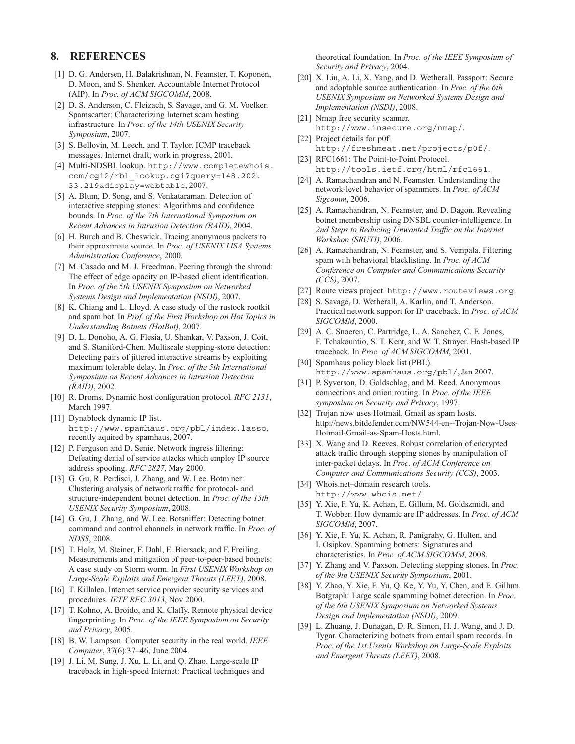## 8. REFERENCES

[1] D. G. Andersen, H. Balakrishnan, N. Feamster, T. Koponen, D. Moon, and S. Shenker. Accountable Internet Protocol (AIP). In *Proc. of ACM SIGCOMM*, 2008.

[2] D. S. Anderson, C. Fleizach, S. Savage, and G. M. Voelker. Spamscatter: Characterizing Internet scam hosting infrastructure. In *Proc. of the 14th USENIX Security Symposium*, 2007.

[3] S. Bellovin, M. Leech, and T. Taylor. ICMP traceback messages. Internet draft, work in progress, 2001.

[4] Multi-NDSBL lookup. `http://www.completewhois.com/cgi2/rbl_lookup.cgi?query=148.202.33.219&display=webtable`, 2007.

[5] A. Blum, D. Song, and S. Venkataraman. Detection of interactive stepping stones: Algorithms and confidence bounds. In *Proc. of the 7th International Symposium on Recent Advances in Intrusion Detection (RAID)*, 2004.

[6] H. Burch and B. Cheswick. Tracing anonymous packets to their approximate source. In *Proc. of USENIX LISA Systems Administration Conference*, 2000.

[7] M. Casado and M. J. Freedman. Peering through the shroud: The effect of edge opacity on IP-based client identification. In *Proc. of the 5th USENIX Symposium on Networked Systems Design and Implementation (NSDI)*, 2007.

[8] K. Chiang and L. Lloyd. A case study of the rustock rootkit and spam bot. In *Prof. of the First Workshop on Hot Topics in Understanding Botnets (HotBot)*, 2007.

[9] D. L. Donoho, A. G. Flesia, U. Shankar, V. Paxson, J. Coit, and S. Staniford-Chen. Multiscale stepping-stone detection: Detecting pairs of jittered interactive streams by exploiting maximum tolerable delay. In *Proc. of the 5th International Symposium on Recent Advances in Intrusion Detection (RAID)*, 2002.

[10] R. Droms. Dynamic host configuration protocol. *RFC 2131*, March 1997.

[11] Dynablock dynamic IP list. `http://www.spamhaus.org/pbl/index.lasso`, recently aquired by spamhaus, 2007.

[12] P. Ferguson and D. Senie. Network ingress filtering: Defeating denial of service attacks which employ IP source address spoofing. *RFC 2827*, May 2000.

[13] G. Gu, R. Perdisci, J. Zhang, and W. Lee. Botminer: Clustering analysis of network traffic for protocol- and structure-independent botnet detection. In *Proc. of the 15th USENIX Security Symposium*, 2008.

[14] G. Gu, J. Zhang, and W. Lee. Botsniffer: Detecting botnet command and control channels in network traffic. In *Proc. of NDSS*, 2008.

[15] T. Holz, M. Steiner, F. Dahl, E. Biersack, and F. Freiling. Measurements and mitigation of peer-to-peer-based botnets: A case study on Storm worm. In *First USENIX Workshop on Large-Scale Exploits and Emergent Threats (LEET)*, 2008.

[16] T. Killalea. Internet service provider security services and procedures. *IETF RFC 3013*, Nov 2000.

[17] T. Kohno, A. Broido, and K. Claffy. Remote physical device fingerprinting. In *Proc. of the IEEE Symposium on Security and Privacy*, 2005.

[18] B. W. Lampson. Computer security in the real world. *IEEE Computer*, 37(6):37–46, June 2004.

[19] J. Li, M. Sung, J. Xu, L. Li, and Q. Zhao. Large-scale IP traceback in high-speed Internet: Practical techniques and theoretical foundation. In *Proc. of the IEEE Symposium of Security and Privacy*, 2004.

[20] X. Liu, A. Li, X. Yang, and D. Wetherall. Passport: Secure and adoptable source authentication. In *Proc. of the 6th USENIX Symposium on Networked Systems Design and Implementation (NSDI)*, 2008.

[21] Nmap free security scanner. `http://www.insecure.org/nmap/`.

[22] Project details for p0f. `http://freshmeat.net/projects/p0f/`.

[23] RFC1661: The Point-to-Point Protocol. `http://tools.ietf.org/html/rfc1661`.

[24] A. Ramachandran and N. Feamster. Understanding the network-level behavior of spammers. In *Proc. of ACM Sigcomm*, 2006.

[25] A. Ramachandran, N. Feamster, and D. Dagon. Revealing botnet membership using DNSBL counter-intelligence. In *2nd Steps to Reducing Unwanted Traffic on the Internet Workshop (SRUTI)*, 2006.

[26] A. Ramachandran, N. Feamster, and S. Vempala. Filtering spam with behavioral blacklisting. In *Proc. of ACM Conference on Computer and Communications Security (CCS)*, 2007.

[27] Route views project. `http://www.routeviews.org`.

[28] S. Savage, D. Wetherall, A. Karlin, and T. Anderson. Practical network support for IP traceback. In *Proc. of ACM SIGCOMM*, 2000.

[29] A. C. Snoeren, C. Partridge, L. A. Sanchez, C. E. Jones, F. Tchakountio, S. T. Kent, and W. T. Strayer. Hash-based IP traceback. In *Proc. of ACM SIGCOMM*, 2001.

[30] Spamhaus policy block list (PBL). `http://www.spamhaus.org/pbl/`, Jan 2007.

[31] P. Syverson, D. Goldschlag, and M. Reed. Anonymous connections and onion routing. In *Proc. of the IEEE symposium on Security and Privacy*, 1997.

[32] Trojan now uses Hotmail, Gmail as spam hosts. http://news.bitdefender.com/NW544-en--Trojan-Now-Uses-Hotmail-Gmail-as-Spam-Hosts.html.

[33] X. Wang and D. Reeves. Robust correlation of encrypted attack traffic through stepping stones by manipulation of inter-packet delays. In *Proc. of ACM Conference on Computer and Communications Security (CCS)*, 2003.

[34] Whois.net–domain research tools. `http://www.whois.net/`.

[35] Y. Xie, F. Yu, K. Achan, E. Gillum, M. Goldszmidt, and T. Wobber. How dynamic are IP addresses. In *Proc. of ACM SIGCOMM*, 2007.

[36] Y. Xie, F. Yu, K. Achan, R. Panigrahy, G. Hulten, and I. Osipkov. Spamming botnets: Signatures and characteristics. In *Proc. of ACM SIGCOMM*, 2008.

[37] Y. Zhang and V. Paxson. Detecting stepping stones. In *Proc. of the 9th USENIX Security Symposium*, 2001.

[38] Y. Zhao, Y. Xie, F. Yu, Q. Ke, Y. Yu, Y. Chen, and E. Gillum. Botgraph: Large scale spamming botnet detection. In *Proc. of the 6th USENIX Symposium on Networked Systems Design and Implementation (NSDI)*, 2009.

[39] L. Zhuang, J. Dunagan, D. R. Simon, H. J. Wang, and J. D. Tygar. Characterizing botnets from email spam records. In *Proc. of the 1st Usenix Workshop on Large-Scale Exploits and Emergent Threats (LEET)*, 2008.